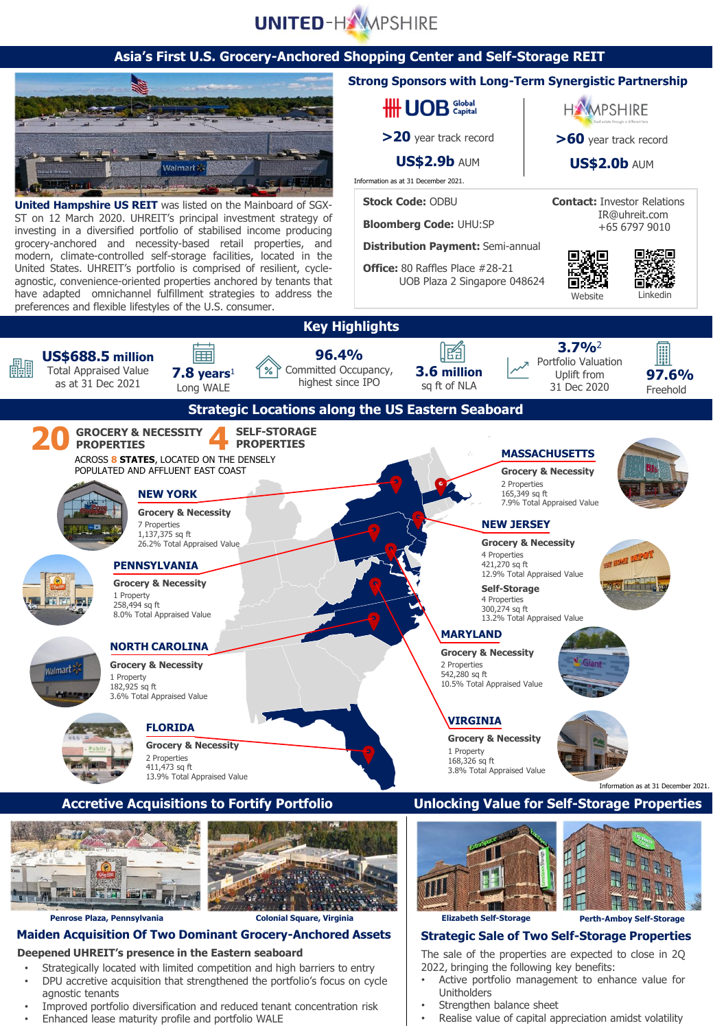# UNITED-HAMPSHIRE

## Asia's First U.S. Grocery-Anchored Shopping Center and Self-Storage REIT

**United Hampshire US REIT** was listed on the Mainboard of SGX-ST on 12 March 2020. UHREIT's principal investment strategy of investing in a diversified portfolio of stabilised income producing grocery-anchored and necessity-based retail properties, and modern, climate-controlled self-storage facilities, located in the United States. UHREIT's portfolio is comprised of resilient, cycle-agnostic, convenience-oriented properties anchored by tenants that have adapted omnichannel fulfillment strategies to address the preferences and flexible lifestyles of the U.S. consumer.

### Strong Sponsors with Long-Term Synergistic Partnership

| UOB Global Capital | HAMPSHIRE |
|---|---|
| **>20** year track record | **>60** year track record |
| **US$2.9b** AUM | **US$2.0b** AUM |

Information as at 31 December 2021.

**Stock Code:** ODBU

**Bloomberg Code:** UHU:SP

**Distribution Payment:** Semi-annual

**Office:** 80 Raffles Place #28-21 UOB Plaza 2 Singapore 048624

**Contact:** Investor Relations
IR@uhreit.com
+65 6797 9010

Website | Linkedin

## Key Highlights

- **US$688.5 million** Total Appraised Value as at 31 Dec 2021
- **7.8 years**[1] Long WALE
- **96.4%** Committed Occupancy, highest since IPO
- **3.6 million** sq ft of NLA
- **3.7%**[2] Portfolio Valuation Uplift from 31 Dec 2020
- **97.6%** Freehold

## Strategic Locations along the US Eastern Seaboard

**20** GROCERY & NECESSITY PROPERTIES **4** SELF-STORAGE PROPERTIES

ACROSS **8 STATES**, LOCATED ON THE DENSELY POPULATED AND AFFLUENT EAST COAST

**NEW YORK**
Grocery & Necessity
7 Properties
1,137,375 sq ft
26.2% Total Appraised Value

**PENNSYLVANIA**
Grocery & Necessity
1 Property
258,494 sq ft
8.0% Total Appraised Value

**NORTH CAROLINA**
Grocery & Necessity
1 Property
182,925 sq ft
3.6% Total Appraised Value

**FLORIDA**
Grocery & Necessity
2 Properties
411,473 sq ft
13.9% Total Appraised Value

**MASSACHUSETTS**
Grocery & Necessity
2 Properties
165,349 sq ft
7.9% Total Appraised Value

**NEW JERSEY**
Grocery & Necessity
4 Properties
421,270 sq ft
12.9% Total Appraised Value

Self-Storage
4 Properties
300,274 sq ft
13.2% Total Appraised Value

**MARYLAND**
Grocery & Necessity
2 Properties
542,280 sq ft
10.5% Total Appraised Value

**VIRGINIA**
Grocery & Necessity
1 Property
168,326 sq ft
3.8% Total Appraised Value

Information as at 31 December 2021.

## Accretive Acquisitions to Fortify Portfolio

Penrose Plaza, Pennsylvania | Colonial Square, Virginia

### Maiden Acquisition Of Two Dominant Grocery-Anchored Assets

**Deepened UHREIT's presence in the Eastern seaboard**

- Strategically located with limited competition and high barriers to entry
- DPU accretive acquisition that strengthened the portfolio's focus on cycle agnostic tenants
- Improved portfolio diversification and reduced tenant concentration risk
- Enhanced lease maturity profile and portfolio WALE

## Unlocking Value for Self-Storage Properties

Elizabeth Self-Storage | Perth-Amboy Self-Storage

### Strategic Sale of Two Self-Storage Properties

The sale of the properties are expected to close in 2Q 2022, bringing the following key benefits:

- Active portfolio management to enhance value for Unitholders
- Strengthen balance sheet
- Realise value of capital appreciation amidst volatility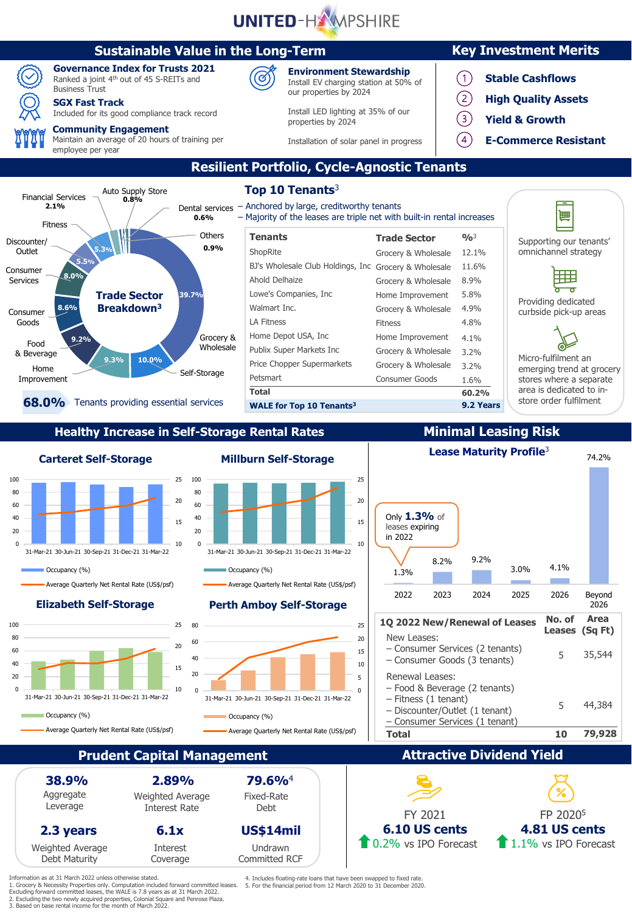# UNITED-HAMPSHIRE

## Sustainable Value in the Long-Term

**Governance Index for Trusts 2021**
Ranked a joint 4th out of 45 S-REITs and Business Trust

**SGX Fast Track**
Included for its good compliance track record

**Community Engagement**
Maintain an average of 20 hours of training per employee per year

**Environment Stewardship**
Install EV charging station at 50% of our properties by 2024

Install LED lighting at 35% of our properties by 2024

Installation of solar panel in progress

## Key Investment Merits

1. Stable Cashflows
2. High Quality Assets
3. Yield & Growth
4. E-Commerce Resistant

## Resilient Portfolio, Cycle-Agnostic Tenants

Trade Sector Breakdown[3]

Grocery & Wholesale 39.7%
Self-Storage 10.0%
Home Improvement 9.3%
Food & Beverage 9.2%
Consumer Goods 8.6%
Consumer Services 8.0%
Discounter/Outlet 5.5%
Fitness 5.3%
Financial Services 2.1%
Auto Supply Store 0.8%
Dental services 0.6%
Others 0.9%

**68.0%** Tenants providing essential services

### Top 10 Tenants[3]

– Anchored by large, creditworthy tenants
– Majority of the leases are triple net with built-in rental increases

| Tenants | Trade Sector | %[3] |
|---|---|---|
| ShopRite | Grocery & Wholesale | 12.1% |
| BJ's Wholesale Club Holdings, Inc | Grocery & Wholesale | 11.6% |
| Ahold Delhaize | Grocery & Wholesale | 8.9% |
| Lowe's Companies, Inc | Home Improvement | 5.8% |
| Walmart Inc. | Grocery & Wholesale | 4.9% |
| LA Fitness | Fitness | 4.8% |
| Home Depot USA, Inc | Home Improvement | 4.1% |
| Publix Super Markets Inc | Grocery & Wholesale | 3.2% |
| Price Chopper Supermarkets | Grocery & Wholesale | 3.2% |
| Petsmart | Consumer Goods | 1.6% |
| **Total** | | **60.2%** |
| **WALE for Top 10 Tenants[3]** | | **9.2 Years** |

Supporting our tenants' omnichannel strategy

Providing dedicated curbside pick-up areas

Micro-fulfilment an emerging trend at grocery stores where a separate area is dedicated to in-store order fulfilment

## Healthy Increase in Self-Storage Rental Rates

### Carteret Self-Storage
31-Mar-21, 30-Jun-21, 30-Sep-21, 31-Dec-21, 31-Mar-22
Occupancy (%)
Average Quarterly Net Rental Rate (US$/psf)

### Millburn Self-Storage
31-Mar-21, 30-Jun-21, 30-Sep-21, 31-Dec-21, 31-Mar-22
Occupancy (%)
Average Quarterly Net Rental Rate (US$/psf)

### Elizabeth Self-Storage
31-Mar-21, 30-Jun-21, 30-Sep-21, 31-Dec-21, 31-Mar-22
Occupancy (%)
Average Quarterly Net Rental Rate (US$/psf)

### Perth Amboy Self-Storage
31-Mar-21, 30-Jun-21, 30-Sep-21, 31-Dec-21, 31-Mar-22
Occupancy (%)
Average Quarterly Net Rental Rate (US$/psf)

## Minimal Leasing Risk

### Lease Maturity Profile[3]

Only **1.3%** of leases expiring in 2022

2022: 1.3%
2023: 8.2%
2024: 9.2%
2025: 3.0%
2026: 4.1%
Beyond 2026: 74.2%

| 1Q 2022 New/Renewal of Leases | No. of Leases | Area (Sq Ft) |
|---|---|---|
| New Leases:<br>– Consumer Services (2 tenants)<br>– Consumer Goods (3 tenants) | 5 | 35,544 |
| Renewal Leases:<br>– Food & Beverage (2 tenants)<br>– Fitness (1 tenant)<br>– Discounter/Outlet (1 tenant)<br>– Consumer Services (1 tenant) | 5 | 44,384 |
| **Total** | **10** | **79,928** |

## Prudent Capital Management

| | | |
|---|---|---|
| **38.9%** Aggregate Leverage | **2.89%** Weighted Average Interest Rate | **79.6%**[4] Fixed-Rate Debt |
| **2.3 years** Weighted Average Debt Maturity | **6.1x** Interest Coverage | **US$14mil** Undrawn Committed RCF |

## Attractive Dividend Yield

FY 2021
**6.10 US cents**
0.2% vs IPO Forecast

FP 2020[5]
**4.81 US cents**
1.1% vs IPO Forecast

Information as at 31 March 2022 unless otherwise stated.
1. Grocery & Necessity Properties only. Computation included forward committed leases. Excluding forward committed leases, the WALE is 7.8 years as at 31 March 2022.
2. Excluding the two newly acquired properties, Colonial Square and Penrose Plaza.
3. Based on base rental income for the month of March 2022.
4. Includes floating-rate loans that have been swapped to fixed rate.
5. For the financial period from 12 March 2020 to 31 December 2020.